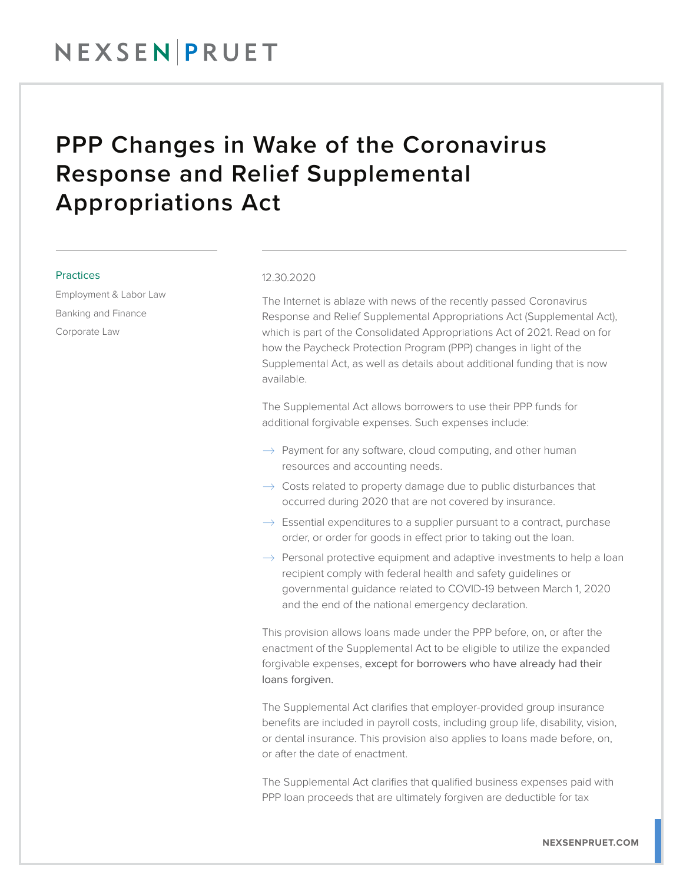# PPP Changes in Wake of the Coronavirus Response and Relief Supplemental Appropriations Act

Practices

Employment & Labor Law

Banking and Finance

Corporate Law

12.30.2020

The Internet is ablaze with news of the recently passed Coronavirus Response and Relief Supplemental Appropriations Act (Supplemental Act), which is part of the Consolidated Appropriations Act of 2021. Read on for how the Paycheck Protection Program (PPP) changes in light of the Supplemental Act, as well as details about additional funding that is now available.

The Supplemental Act allows borrowers to use their PPP funds for additional forgivable expenses. Such expenses include:

- Payment for any software, cloud computing, and other human resources and accounting needs.
- Costs related to property damage due to public disturbances that occurred during 2020 that are not covered by insurance.
- Essential expenditures to a supplier pursuant to a contract, purchase order, or order for goods in effect prior to taking out the loan.
- Personal protective equipment and adaptive investments to help a loan recipient comply with federal health and safety guidelines or governmental guidance related to COVID-19 between March 1, 2020 and the end of the national emergency declaration.

This provision allows loans made under the PPP before, on, or after the enactment of the Supplemental Act to be eligible to utilize the expanded forgivable expenses, except for borrowers who have already had their loans forgiven.

The Supplemental Act clarifies that employer-provided group insurance benefits are included in payroll costs, including group life, disability, vision, or dental insurance. This provision also applies to loans made before, on, or after the date of enactment.

The Supplemental Act clarifies that qualified business expenses paid with PPP loan proceeds that are ultimately forgiven are deductible for tax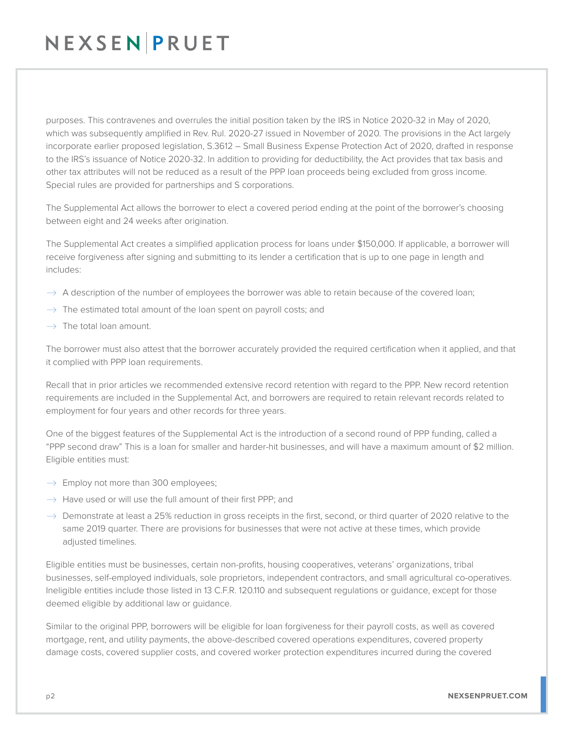purposes. This contravenes and overrules the initial position taken by the IRS in Notice 2020-32 in May of 2020, which was subsequently amplified in Rev. Rul. 2020-27 issued in November of 2020. The provisions in the Act largely incorporate earlier proposed legislation, S.3612 – Small Business Expense Protection Act of 2020, drafted in response to the IRS's issuance of Notice 2020-32. In addition to providing for deductibility, the Act provides that tax basis and other tax attributes will not be reduced as a result of the PPP loan proceeds being excluded from gross income. Special rules are provided for partnerships and S corporations.

The Supplemental Act allows the borrower to elect a covered period ending at the point of the borrower's choosing between eight and 24 weeks after origination.

The Supplemental Act creates a simplified application process for loans under $150,000. If applicable, a borrower will receive forgiveness after signing and submitting to its lender a certification that is up to one page in length and includes:

- A description of the number of employees the borrower was able to retain because of the covered loan;
- The estimated total amount of the loan spent on payroll costs; and
- The total loan amount.

The borrower must also attest that the borrower accurately provided the required certification when it applied, and that it complied with PPP loan requirements.

Recall that in prior articles we recommended extensive record retention with regard to the PPP. New record retention requirements are included in the Supplemental Act, and borrowers are required to retain relevant records related to employment for four years and other records for three years.

One of the biggest features of the Supplemental Act is the introduction of a second round of PPP funding, called a "PPP second draw" This is a loan for smaller and harder-hit businesses, and will have a maximum amount of $2 million. Eligible entities must:

- Employ not more than 300 employees;
- Have used or will use the full amount of their first PPP; and
- Demonstrate at least a 25% reduction in gross receipts in the first, second, or third quarter of 2020 relative to the same 2019 quarter. There are provisions for businesses that were not active at these times, which provide adjusted timelines.

Eligible entities must be businesses, certain non-profits, housing cooperatives, veterans' organizations, tribal businesses, self-employed individuals, sole proprietors, independent contractors, and small agricultural co-operatives. Ineligible entities include those listed in 13 C.F.R. 120.110 and subsequent regulations or guidance, except for those deemed eligible by additional law or guidance.

Similar to the original PPP, borrowers will be eligible for loan forgiveness for their payroll costs, as well as covered mortgage, rent, and utility payments, the above-described covered operations expenditures, covered property damage costs, covered supplier costs, and covered worker protection expenditures incurred during the covered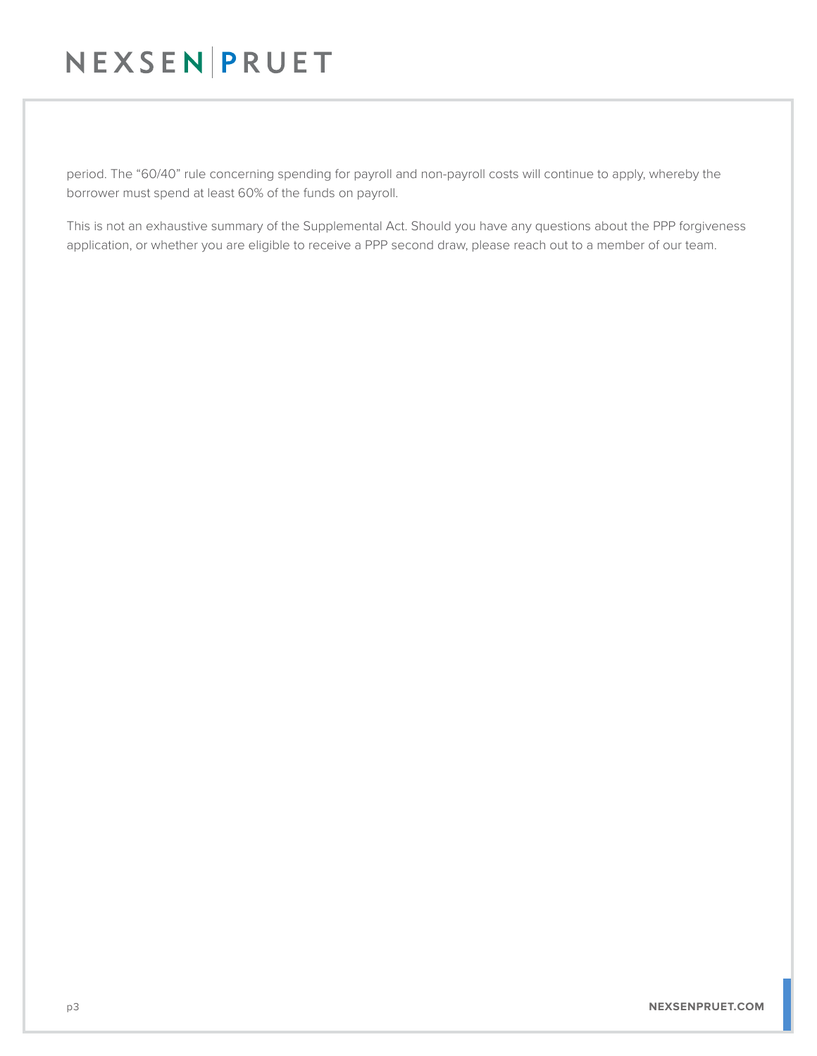period. The “60/40” rule concerning spending for payroll and non-payroll costs will continue to apply, whereby the borrower must spend at least 60% of the funds on payroll.

This is not an exhaustive summary of the Supplemental Act. Should you have any questions about the PPP forgiveness application, or whether you are eligible to receive a PPP second draw, please reach out to a member of our team.